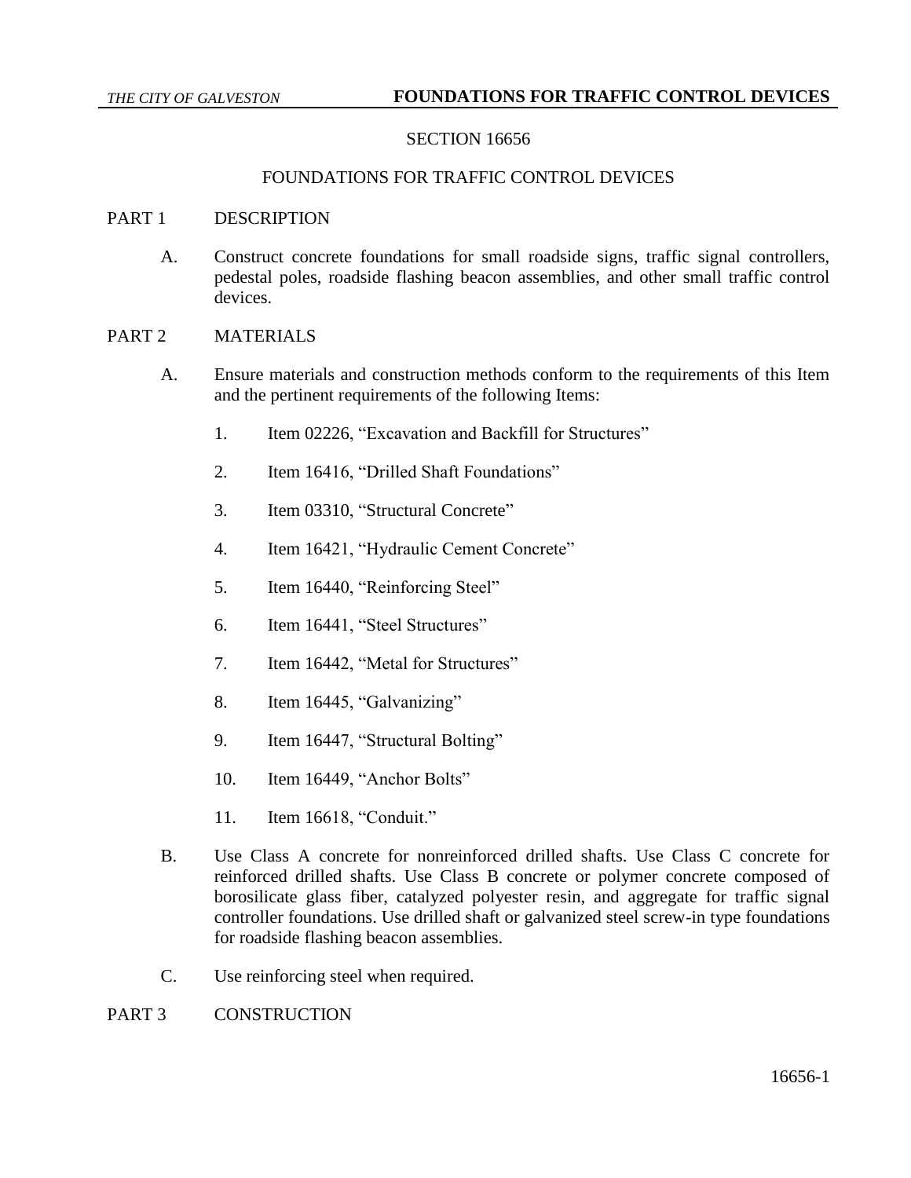# SECTION 16656

## FOUNDATIONS FOR TRAFFIC CONTROL DEVICES

### PART 1 DESCRIPTION

A. Construct concrete foundations for small roadside signs, traffic signal controllers, pedestal poles, roadside flashing beacon assemblies, and other small traffic control devices.

### PART 2 MATERIALS

A. Ensure materials and construction methods conform to the requirements of this Item and the pertinent requirements of the following Items:

1. Item 02226, "Excavation and Backfill for Structures"
2. Item 16416, "Drilled Shaft Foundations"
3. Item 03310, "Structural Concrete"
4. Item 16421, "Hydraulic Cement Concrete"
5. Item 16440, "Reinforcing Steel"
6. Item 16441, "Steel Structures"
7. Item 16442, "Metal for Structures"
8. Item 16445, "Galvanizing"
9. Item 16447, "Structural Bolting"
10. Item 16449, "Anchor Bolts"
11. Item 16618, "Conduit."

B. Use Class A concrete for nonreinforced drilled shafts. Use Class C concrete for reinforced drilled shafts. Use Class B concrete or polymer concrete composed of borosilicate glass fiber, catalyzed polyester resin, and aggregate for traffic signal controller foundations. Use drilled shaft or galvanized steel screw-in type foundations for roadside flashing beacon assemblies.

C. Use reinforcing steel when required.

### PART 3 CONSTRUCTION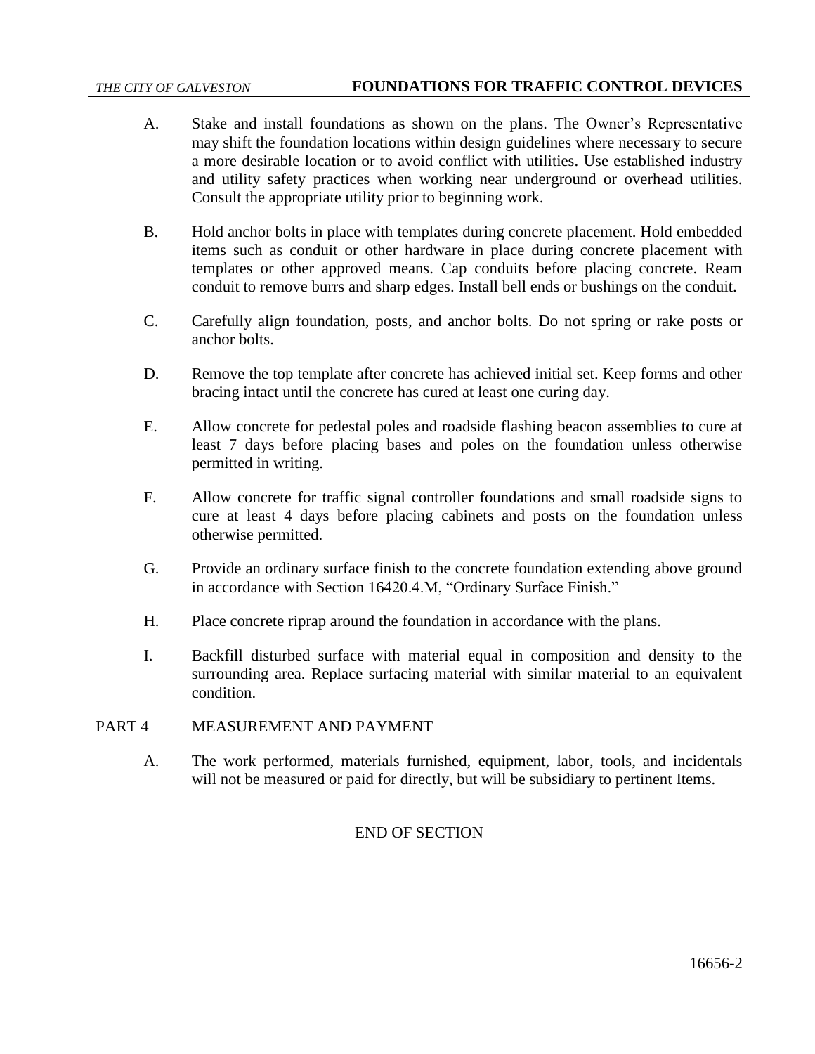A. Stake and install foundations as shown on the plans. The Owner's Representative may shift the foundation locations within design guidelines where necessary to secure a more desirable location or to avoid conflict with utilities. Use established industry and utility safety practices when working near underground or overhead utilities. Consult the appropriate utility prior to beginning work.

B. Hold anchor bolts in place with templates during concrete placement. Hold embedded items such as conduit or other hardware in place during concrete placement with templates or other approved means. Cap conduits before placing concrete. Ream conduit to remove burrs and sharp edges. Install bell ends or bushings on the conduit.

C. Carefully align foundation, posts, and anchor bolts. Do not spring or rake posts or anchor bolts.

D. Remove the top template after concrete has achieved initial set. Keep forms and other bracing intact until the concrete has cured at least one curing day.

E. Allow concrete for pedestal poles and roadside flashing beacon assemblies to cure at least 7 days before placing bases and poles on the foundation unless otherwise permitted in writing.

F. Allow concrete for traffic signal controller foundations and small roadside signs to cure at least 4 days before placing cabinets and posts on the foundation unless otherwise permitted.

G. Provide an ordinary surface finish to the concrete foundation extending above ground in accordance with Section 16420.4.M, "Ordinary Surface Finish."

H. Place concrete riprap around the foundation in accordance with the plans.

I. Backfill disturbed surface with material equal in composition and density to the surrounding area. Replace surfacing material with similar material to an equivalent condition.

## PART 4 MEASUREMENT AND PAYMENT

A. The work performed, materials furnished, equipment, labor, tools, and incidentals will not be measured or paid for directly, but will be subsidiary to pertinent Items.

END OF SECTION